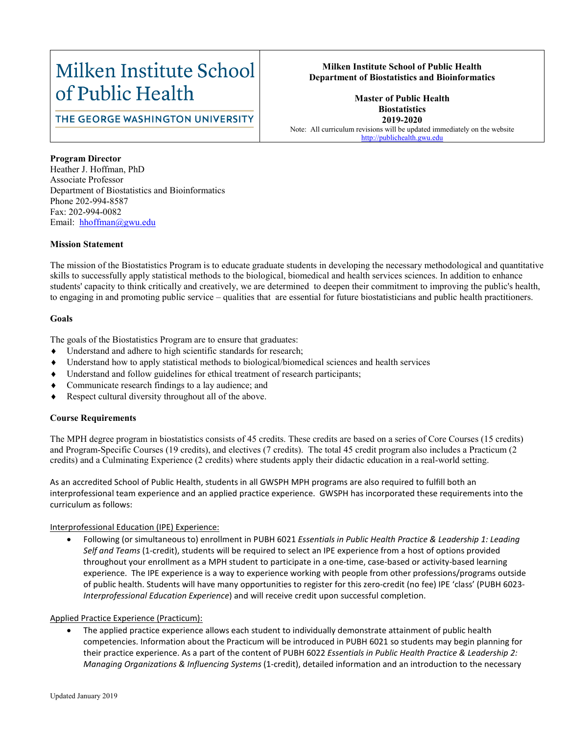| Milken Institute School of Public Health<br>THE GEORGE WASHINGTON UNIVERSITY | **Milken Institute School of Public Health**<br>**Department of Biostatistics and Bioinformatics**<br><br>**Master of Public Health**<br>**Biostatistics**<br>**2019-2020**<br>Note: All curriculum revisions will be updated immediately on the website<br>http://publichealth.gwu.edu |
|---|---|

**Program Director**
Heather J. Hoffman, PhD
Associate Professor
Department of Biostatistics and Bioinformatics
Phone 202-994-8587
Fax: 202-994-0082
Email: hhoffman@gwu.edu

**Mission Statement**

The mission of the Biostatistics Program is to educate graduate students in developing the necessary methodological and quantitative skills to successfully apply statistical methods to the biological, biomedical and health services sciences. In addition to enhance students' capacity to think critically and creatively, we are determined to deepen their commitment to improving the public's health, to engaging in and promoting public service – qualities that are essential for future biostatisticians and public health practitioners.

**Goals**

The goals of the Biostatistics Program are to ensure that graduates:

- Understand and adhere to high scientific standards for research;
- Understand how to apply statistical methods to biological/biomedical sciences and health services
- Understand and follow guidelines for ethical treatment of research participants;
- Communicate research findings to a lay audience; and
- Respect cultural diversity throughout all of the above.

**Course Requirements**

The MPH degree program in biostatistics consists of 45 credits. These credits are based on a series of Core Courses (15 credits) and Program-Specific Courses (19 credits), and electives (7 credits). The total 45 credit program also includes a Practicum (2 credits) and a Culminating Experience (2 credits) where students apply their didactic education in a real-world setting.

As an accredited School of Public Health, students in all GWSPH MPH programs are also required to fulfill both an interprofessional team experience and an applied practice experience. GWSPH has incorporated these requirements into the curriculum as follows:

Interprofessional Education (IPE) Experience:

- Following (or simultaneous to) enrollment in PUBH 6021 *Essentials in Public Health Practice & Leadership 1: Leading Self and Teams* (1-credit), students will be required to select an IPE experience from a host of options provided throughout your enrollment as a MPH student to participate in a one-time, case-based or activity-based learning experience. The IPE experience is a way to experience working with people from other professions/programs outside of public health. Students will have many opportunities to register for this zero-credit (no fee) IPE 'class' (PUBH 6023-*Interprofessional Education Experience*) and will receive credit upon successful completion.

Applied Practice Experience (Practicum):

- The applied practice experience allows each student to individually demonstrate attainment of public health competencies. Information about the Practicum will be introduced in PUBH 6021 so students may begin planning for their practice experience. As a part of the content of PUBH 6022 *Essentials in Public Health Practice & Leadership 2: Managing Organizations & Influencing Systems* (1-credit), detailed information and an introduction to the necessary

Updated January 2019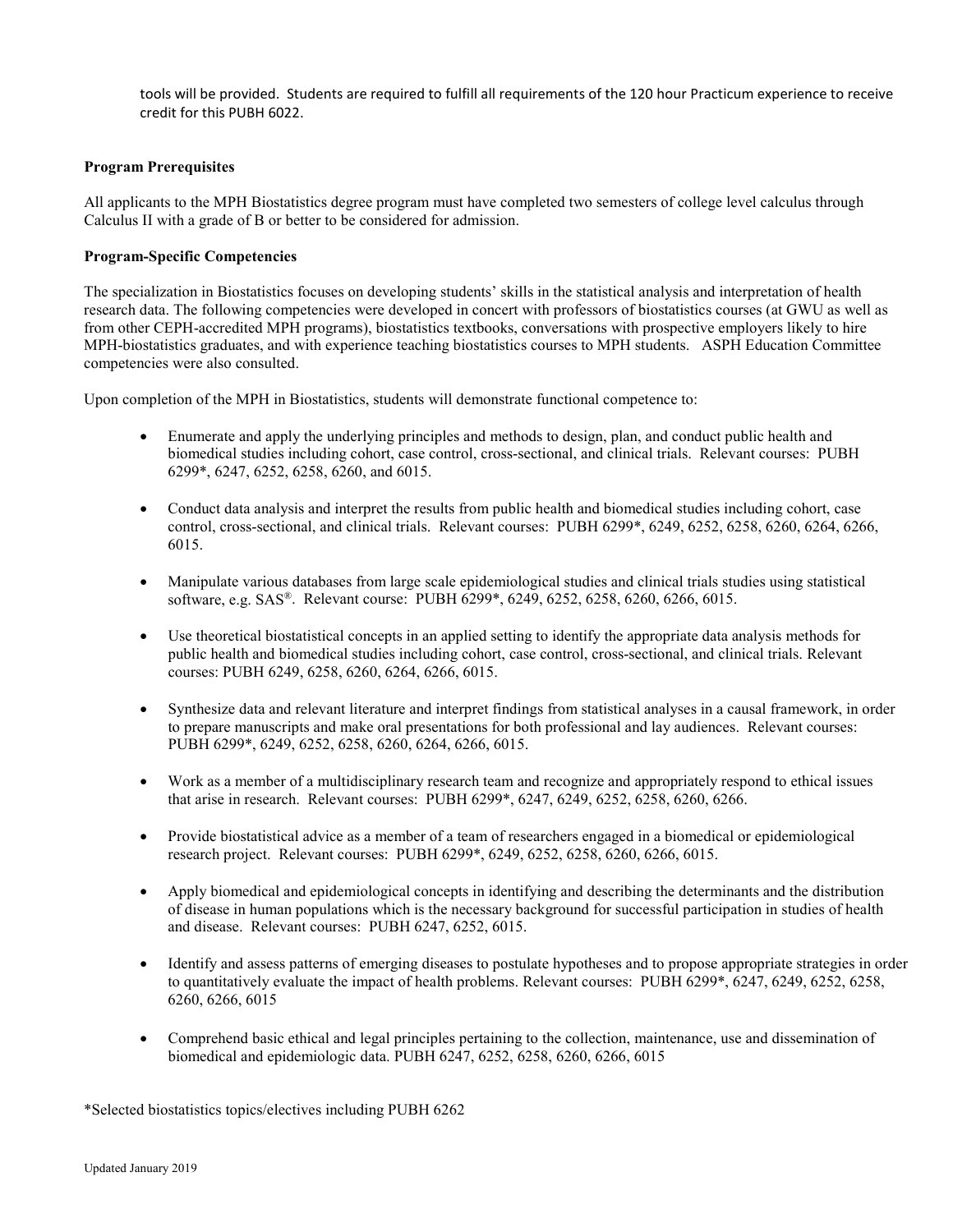tools will be provided. Students are required to fulfill all requirements of the 120 hour Practicum experience to receive credit for this PUBH 6022.

**Program Prerequisites**

All applicants to the MPH Biostatistics degree program must have completed two semesters of college level calculus through Calculus II with a grade of B or better to be considered for admission.

**Program-Specific Competencies**

The specialization in Biostatistics focuses on developing students' skills in the statistical analysis and interpretation of health research data. The following competencies were developed in concert with professors of biostatistics courses (at GWU as well as from other CEPH-accredited MPH programs), biostatistics textbooks, conversations with prospective employers likely to hire MPH-biostatistics graduates, and with experience teaching biostatistics courses to MPH students. ASPH Education Committee competencies were also consulted.

Upon completion of the MPH in Biostatistics, students will demonstrate functional competence to:

- Enumerate and apply the underlying principles and methods to design, plan, and conduct public health and biomedical studies including cohort, case control, cross-sectional, and clinical trials. Relevant courses: PUBH 6299*, 6247, 6252, 6258, 6260, and 6015.
- Conduct data analysis and interpret the results from public health and biomedical studies including cohort, case control, cross-sectional, and clinical trials. Relevant courses: PUBH 6299*, 6249, 6252, 6258, 6260, 6264, 6266, 6015.
- Manipulate various databases from large scale epidemiological studies and clinical trials studies using statistical software, e.g. SAS®. Relevant course: PUBH 6299*, 6249, 6252, 6258, 6260, 6266, 6015.
- Use theoretical biostatistical concepts in an applied setting to identify the appropriate data analysis methods for public health and biomedical studies including cohort, case control, cross-sectional, and clinical trials. Relevant courses: PUBH 6249, 6258, 6260, 6264, 6266, 6015.
- Synthesize data and relevant literature and interpret findings from statistical analyses in a causal framework, in order to prepare manuscripts and make oral presentations for both professional and lay audiences. Relevant courses: PUBH 6299*, 6249, 6252, 6258, 6260, 6264, 6266, 6015.
- Work as a member of a multidisciplinary research team and recognize and appropriately respond to ethical issues that arise in research. Relevant courses: PUBH 6299*, 6247, 6249, 6252, 6258, 6260, 6266.
- Provide biostatistical advice as a member of a team of researchers engaged in a biomedical or epidemiological research project. Relevant courses: PUBH 6299*, 6249, 6252, 6258, 6260, 6266, 6015.
- Apply biomedical and epidemiological concepts in identifying and describing the determinants and the distribution of disease in human populations which is the necessary background for successful participation in studies of health and disease. Relevant courses: PUBH 6247, 6252, 6015.
- Identify and assess patterns of emerging diseases to postulate hypotheses and to propose appropriate strategies in order to quantitatively evaluate the impact of health problems. Relevant courses: PUBH 6299*, 6247, 6249, 6252, 6258, 6260, 6266, 6015
- Comprehend basic ethical and legal principles pertaining to the collection, maintenance, use and dissemination of biomedical and epidemiologic data. PUBH 6247, 6252, 6258, 6260, 6266, 6015

*Selected biostatistics topics/electives including PUBH 6262

Updated January 2019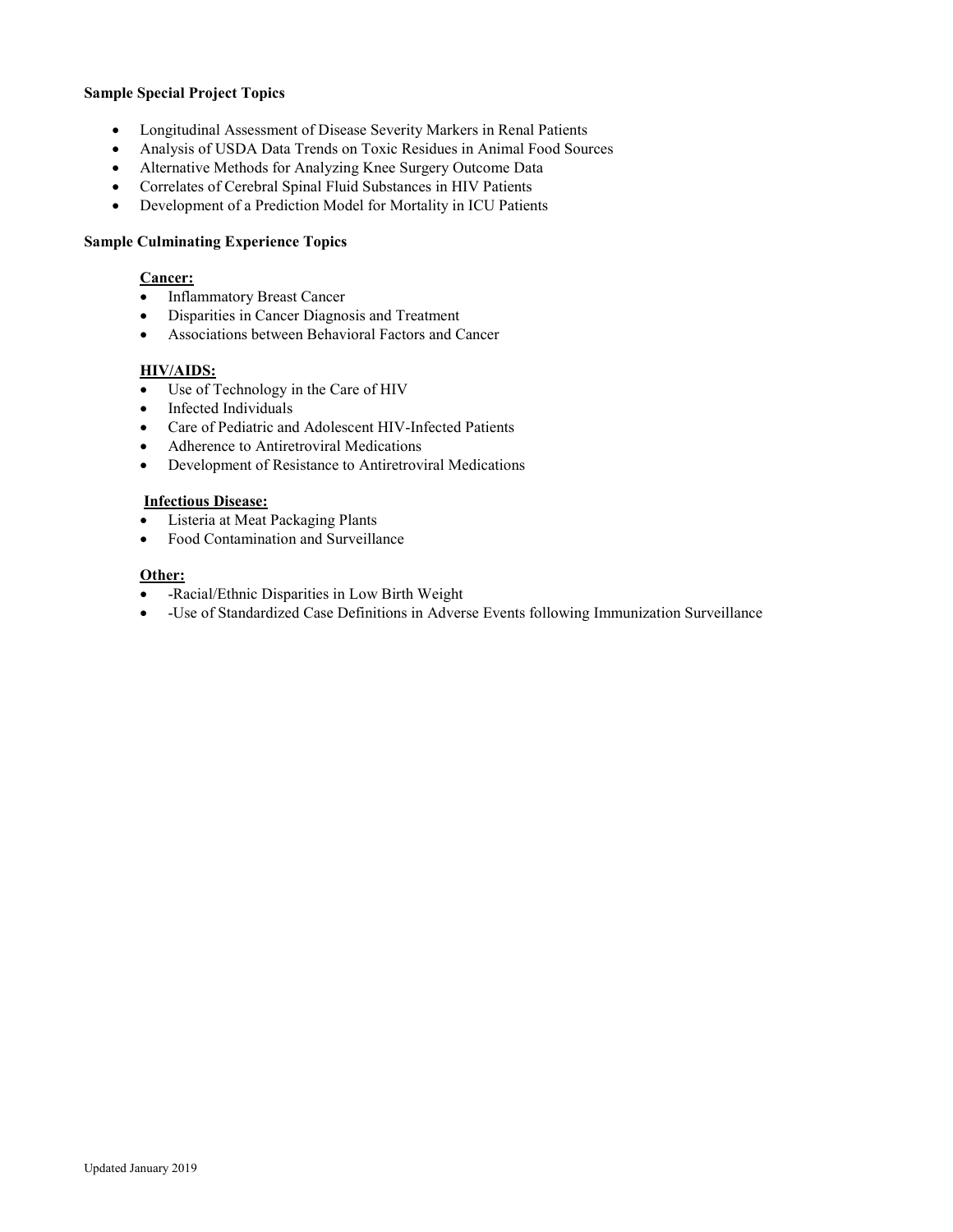**Sample Special Project Topics**

- Longitudinal Assessment of Disease Severity Markers in Renal Patients
- Analysis of USDA Data Trends on Toxic Residues in Animal Food Sources
- Alternative Methods for Analyzing Knee Surgery Outcome Data
- Correlates of Cerebral Spinal Fluid Substances in HIV Patients
- Development of a Prediction Model for Mortality in ICU Patients

**Sample Culminating Experience Topics**

**<u>Cancer:</u>**

- Inflammatory Breast Cancer
- Disparities in Cancer Diagnosis and Treatment
- Associations between Behavioral Factors and Cancer

**<u>HIV/AIDS:</u>**

- Use of Technology in the Care of HIV
- Infected Individuals
- Care of Pediatric and Adolescent HIV-Infected Patients
- Adherence to Antiretroviral Medications
- Development of Resistance to Antiretroviral Medications

**<u>Infectious Disease:</u>**

- Listeria at Meat Packaging Plants
- Food Contamination and Surveillance

**<u>Other:</u>**

- -Racial/Ethnic Disparities in Low Birth Weight
- -Use of Standardized Case Definitions in Adverse Events following Immunization Surveillance

Updated January 2019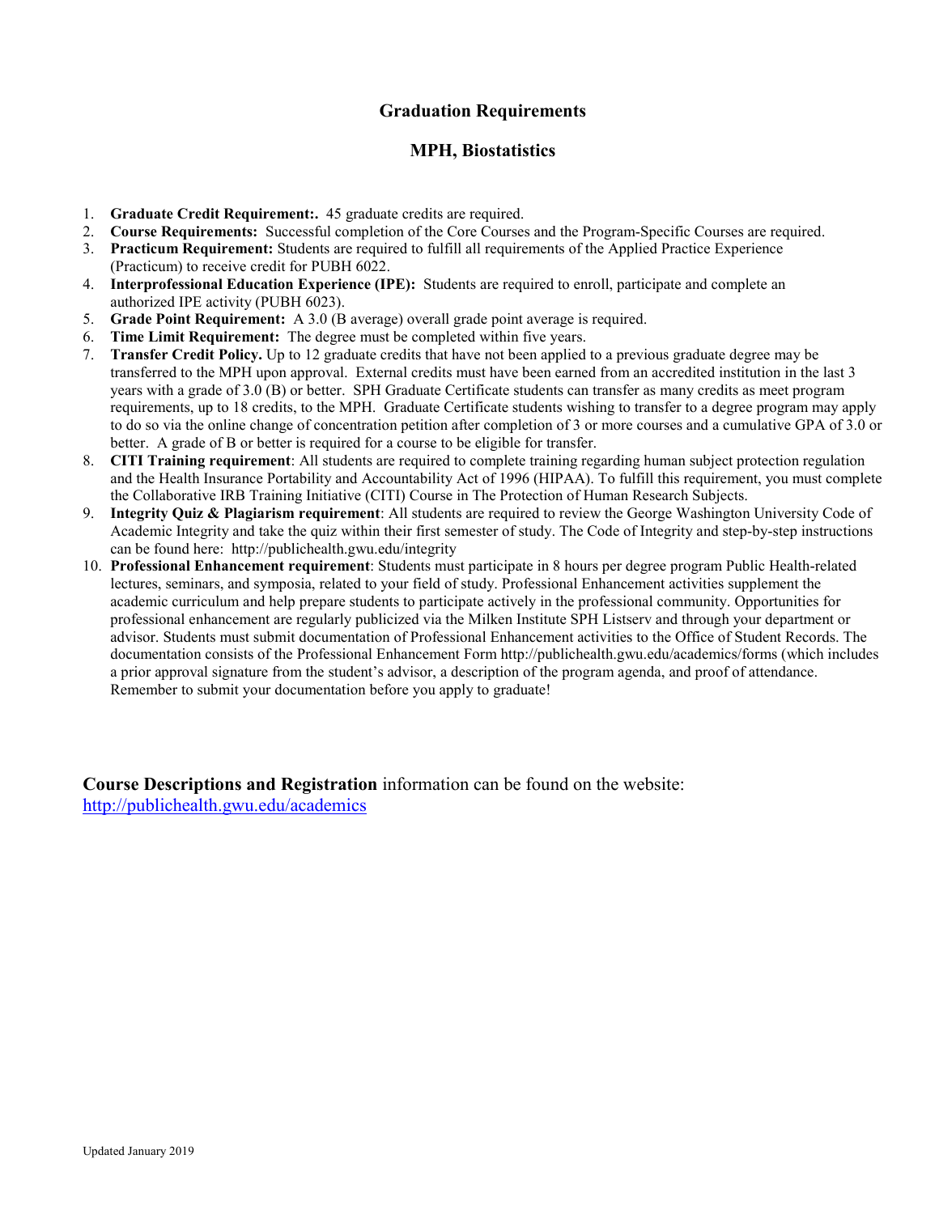## Graduation Requirements

## MPH, Biostatistics

1. **Graduate Credit Requirement:.** 45 graduate credits are required.
2. **Course Requirements:** Successful completion of the Core Courses and the Program-Specific Courses are required.
3. **Practicum Requirement:** Students are required to fulfill all requirements of the Applied Practice Experience (Practicum) to receive credit for PUBH 6022.
4. **Interprofessional Education Experience (IPE):** Students are required to enroll, participate and complete an authorized IPE activity (PUBH 6023).
5. **Grade Point Requirement:** A 3.0 (B average) overall grade point average is required.
6. **Time Limit Requirement:** The degree must be completed within five years.
7. **Transfer Credit Policy.** Up to 12 graduate credits that have not been applied to a previous graduate degree may be transferred to the MPH upon approval. External credits must have been earned from an accredited institution in the last 3 years with a grade of 3.0 (B) or better. SPH Graduate Certificate students can transfer as many credits as meet program requirements, up to 18 credits, to the MPH. Graduate Certificate students wishing to transfer to a degree program may apply to do so via the online change of concentration petition after completion of 3 or more courses and a cumulative GPA of 3.0 or better. A grade of B or better is required for a course to be eligible for transfer.
8. **CITI Training requirement**: All students are required to complete training regarding human subject protection regulation and the Health Insurance Portability and Accountability Act of 1996 (HIPAA). To fulfill this requirement, you must complete the Collaborative IRB Training Initiative (CITI) Course in The Protection of Human Research Subjects.
9. **Integrity Quiz & Plagiarism requirement**: All students are required to review the George Washington University Code of Academic Integrity and take the quiz within their first semester of study. The Code of Integrity and step-by-step instructions can be found here: http://publichealth.gwu.edu/integrity
10. **Professional Enhancement requirement**: Students must participate in 8 hours per degree program Public Health-related lectures, seminars, and symposia, related to your field of study. Professional Enhancement activities supplement the academic curriculum and help prepare students to participate actively in the professional community. Opportunities for professional enhancement are regularly publicized via the Milken Institute SPH Listserv and through your department or advisor. Students must submit documentation of Professional Enhancement activities to the Office of Student Records. The documentation consists of the Professional Enhancement Form http://publichealth.gwu.edu/academics/forms (which includes a prior approval signature from the student's advisor, a description of the program agenda, and proof of attendance. Remember to submit your documentation before you apply to graduate!

**Course Descriptions and Registration** information can be found on the website: http://publichealth.gwu.edu/academics

Updated January 2019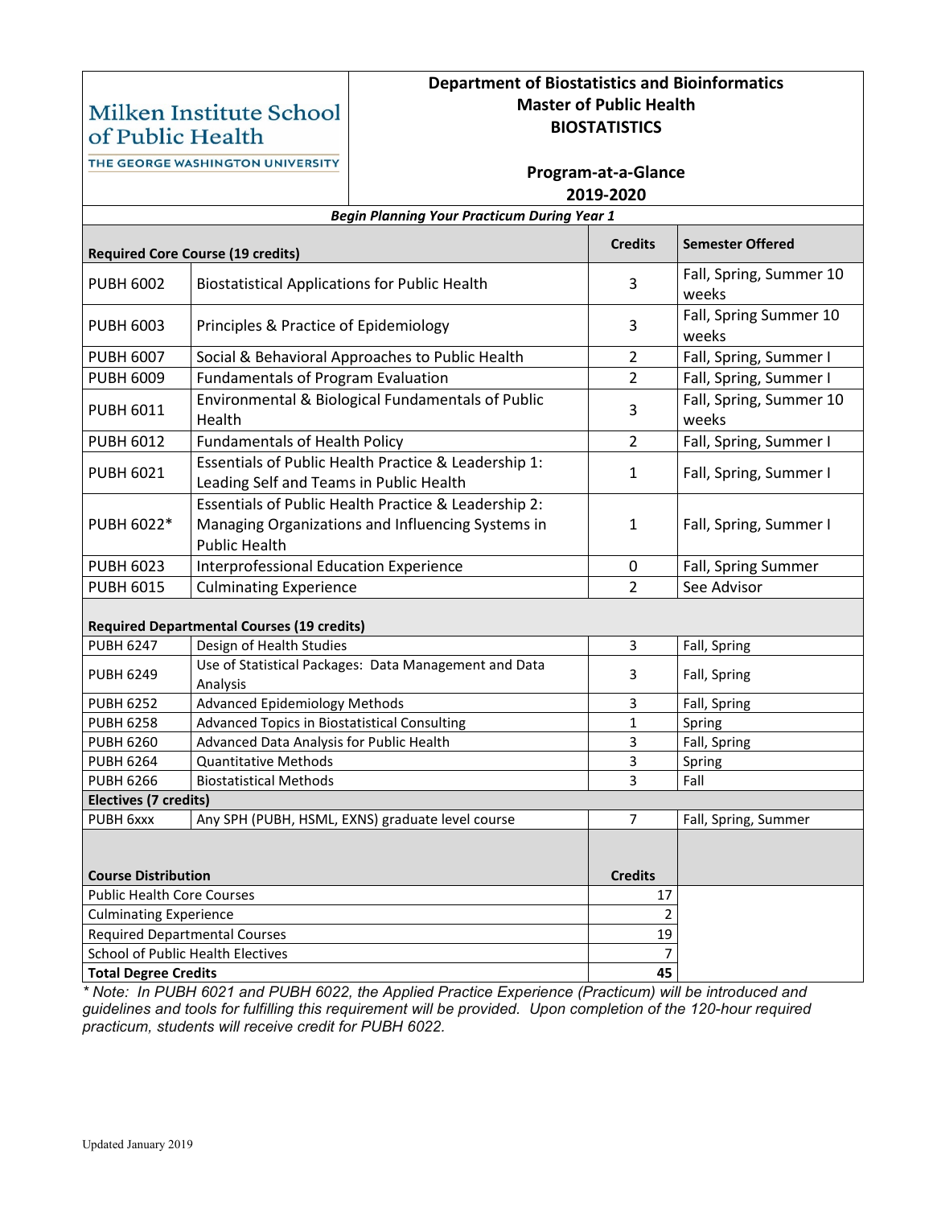**Milken Institute School of Public Health**
THE GEORGE WASHINGTON UNIVERSITY

# Department of Biostatistics and Bioinformatics
## Master of Public Health
## BIOSTATISTICS

### Program-at-a-Glance
### 2019-2020

***Begin Planning Your Practicum During Year 1***

| Required Core Course (19 credits) | | Credits | Semester Offered |
|---|---|---|---|
| PUBH 6002 | Biostatistical Applications for Public Health | 3 | Fall, Spring, Summer 10 weeks |
| PUBH 6003 | Principles & Practice of Epidemiology | 3 | Fall, Spring Summer 10 weeks |
| PUBH 6007 | Social & Behavioral Approaches to Public Health | 2 | Fall, Spring, Summer I |
| PUBH 6009 | Fundamentals of Program Evaluation | 2 | Fall, Spring, Summer I |
| PUBH 6011 | Environmental & Biological Fundamentals of Public Health | 3 | Fall, Spring, Summer 10 weeks |
| PUBH 6012 | Fundamentals of Health Policy | 2 | Fall, Spring, Summer I |
| PUBH 6021 | Essentials of Public Health Practice & Leadership 1: Leading Self and Teams in Public Health | 1 | Fall, Spring, Summer I |
| PUBH 6022* | Essentials of Public Health Practice & Leadership 2: Managing Organizations and Influencing Systems in Public Health | 1 | Fall, Spring, Summer I |
| PUBH 6023 | Interprofessional Education Experience | 0 | Fall, Spring Summer |
| PUBH 6015 | Culminating Experience | 2 | See Advisor |
| **Required Departmental Courses (19 credits)** | | | |
| PUBH 6247 | Design of Health Studies | 3 | Fall, Spring |
| PUBH 6249 | Use of Statistical Packages: Data Management and Data Analysis | 3 | Fall, Spring |
| PUBH 6252 | Advanced Epidemiology Methods | 3 | Fall, Spring |
| PUBH 6258 | Advanced Topics in Biostatistical Consulting | 1 | Spring |
| PUBH 6260 | Advanced Data Analysis for Public Health | 3 | Fall, Spring |
| PUBH 6264 | Quantitative Methods | 3 | Spring |
| PUBH 6266 | Biostatistical Methods | 3 | Fall |
| **Electives (7 credits)** | | | |
| PUBH 6xxx | Any SPH (PUBH, HSML, EXNS) graduate level course | 7 | Fall, Spring, Summer |

| Course Distribution | Credits |
|---|---|
| Public Health Core Courses | 17 |
| Culminating Experience | 2 |
| Required Departmental Courses | 19 |
| School of Public Health Electives | 7 |
| **Total Degree Credits** | **45** |

*\* Note: In PUBH 6021 and PUBH 6022, the Applied Practice Experience (Practicum) will be introduced and guidelines and tools for fulfilling this requirement will be provided. Upon completion of the 120-hour required practicum, students will receive credit for PUBH 6022.*

Updated January 2019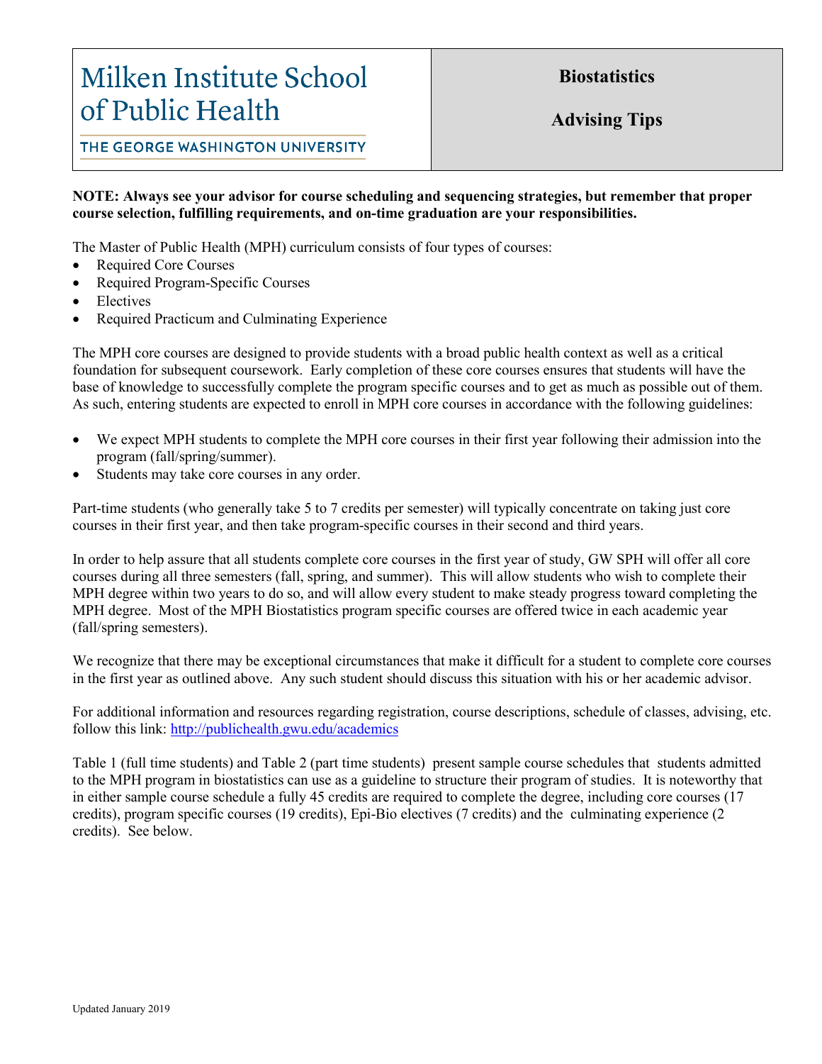# Milken Institute School of Public Health

THE GEORGE WASHINGTON UNIVERSITY

## Biostatistics

## Advising Tips

**NOTE: Always see your advisor for course scheduling and sequencing strategies, but remember that proper course selection, fulfilling requirements, and on-time graduation are your responsibilities.**

The Master of Public Health (MPH) curriculum consists of four types of courses:

- Required Core Courses
- Required Program-Specific Courses
- Electives
- Required Practicum and Culminating Experience

The MPH core courses are designed to provide students with a broad public health context as well as a critical foundation for subsequent coursework. Early completion of these core courses ensures that students will have the base of knowledge to successfully complete the program specific courses and to get as much as possible out of them. As such, entering students are expected to enroll in MPH core courses in accordance with the following guidelines:

- We expect MPH students to complete the MPH core courses in their first year following their admission into the program (fall/spring/summer).
- Students may take core courses in any order.

Part-time students (who generally take 5 to 7 credits per semester) will typically concentrate on taking just core courses in their first year, and then take program-specific courses in their second and third years.

In order to help assure that all students complete core courses in the first year of study, GW SPH will offer all core courses during all three semesters (fall, spring, and summer). This will allow students who wish to complete their MPH degree within two years to do so, and will allow every student to make steady progress toward completing the MPH degree. Most of the MPH Biostatistics program specific courses are offered twice in each academic year (fall/spring semesters).

We recognize that there may be exceptional circumstances that make it difficult for a student to complete core courses in the first year as outlined above. Any such student should discuss this situation with his or her academic advisor.

For additional information and resources regarding registration, course descriptions, schedule of classes, advising, etc. follow this link: [http://publichealth.gwu.edu/academics](http://publichealth.gwu.edu/academics)

Table 1 (full time students) and Table 2 (part time students) present sample course schedules that students admitted to the MPH program in biostatistics can use as a guideline to structure their program of studies. It is noteworthy that in either sample course schedule a fully 45 credits are required to complete the degree, including core courses (17 credits), program specific courses (19 credits), Epi-Bio electives (7 credits) and the culminating experience (2 credits). See below.

Updated January 2019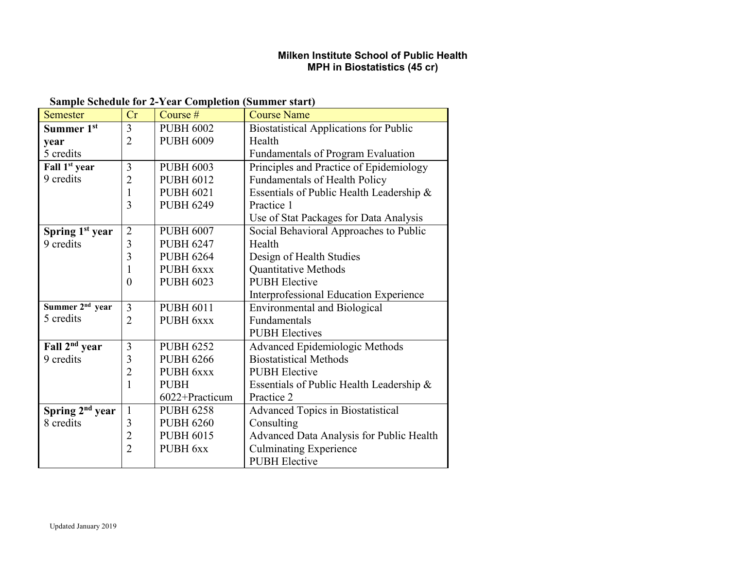# Milken Institute School of Public Health
## MPH in Biostatistics (45 cr)

**Sample Schedule for 2-Year Completion (Summer start)**

| Semester | Cr | Course # | Course Name |
|---|---|---|---|
| **Summer 1st year**<br>5 credits | 3<br>2 | PUBH 6002<br>PUBH 6009 | Biostatistical Applications for Public Health<br>Fundamentals of Program Evaluation |
| **Fall 1st year**<br>9 credits | 3<br>2<br>1<br>3 | PUBH 6003<br>PUBH 6012<br>PUBH 6021<br>PUBH 6249 | Principles and Practice of Epidemiology<br>Fundamentals of Health Policy<br>Essentials of Public Health Leadership & Practice 1<br>Use of Stat Packages for Data Analysis |
| **Spring 1st year**<br>9 credits | 2<br>3<br>3<br>1<br>0 | PUBH 6007<br>PUBH 6247<br>PUBH 6264<br>PUBH 6xxx<br>PUBH 6023 | Social Behavioral Approaches to Public Health<br>Design of Health Studies<br>Quantitative Methods<br>PUBH Elective<br>Interprofessional Education Experience |
| **Summer 2nd year**<br>5 credits | 3<br>2 | PUBH 6011<br>PUBH 6xxx | Environmental and Biological Fundamentals<br>PUBH Electives |
| **Fall 2nd year**<br>9 credits | 3<br>3<br>2<br>1 | PUBH 6252<br>PUBH 6266<br>PUBH 6xxx<br>PUBH 6022+Practicum | Advanced Epidemiologic Methods<br>Biostatistical Methods<br>PUBH Elective<br>Essentials of Public Health Leadership & Practice 2 |
| **Spring 2nd year**<br>8 credits | 1<br>3<br>2<br>2 | PUBH 6258<br>PUBH 6260<br>PUBH 6015<br>PUBH 6xx | Advanced Topics in Biostatistical Consulting<br>Advanced Data Analysis for Public Health<br>Culminating Experience<br>PUBH Elective |

Updated January 2019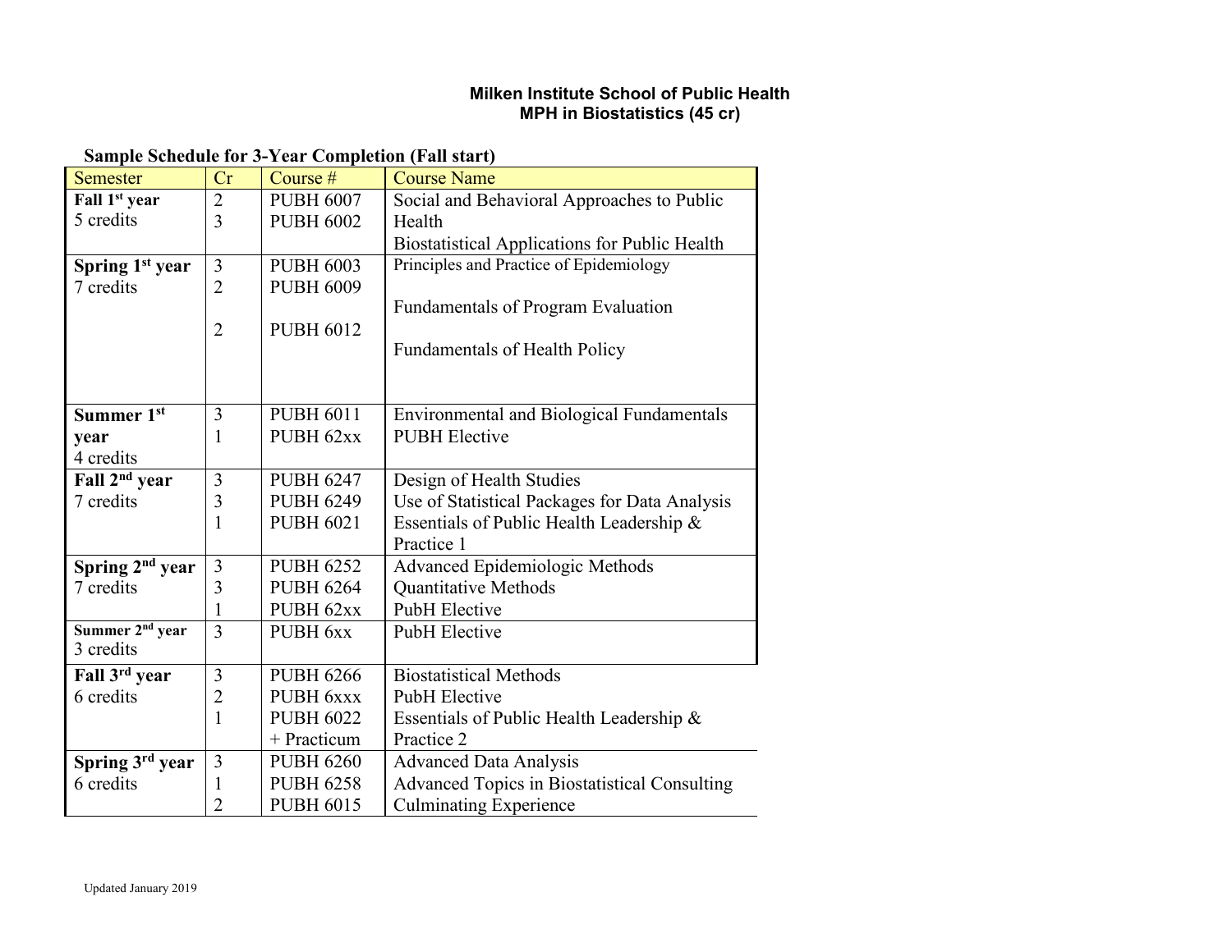**Milken Institute School of Public Health**
**MPH in Biostatistics (45 cr)**

**Sample Schedule for 3-Year Completion (Fall start)**

| Semester | Cr | Course # | Course Name |
| --- | --- | --- | --- |
| **Fall 1st year** 5 credits | 2<br>3 | PUBH 6007<br>PUBH 6002 | Social and Behavioral Approaches to Public Health<br>Biostatistical Applications for Public Health |
| **Spring 1st year** 7 credits | 3<br>2<br>2 | PUBH 6003<br>PUBH 6009<br>PUBH 6012 | Principles and Practice of Epidemiology<br>Fundamentals of Program Evaluation<br>Fundamentals of Health Policy |
| **Summer 1st year** 4 credits | 3<br>1 | PUBH 6011<br>PUBH 62xx | Environmental and Biological Fundamentals<br>PUBH Elective |
| **Fall 2nd year** 7 credits | 3<br>3<br>1 | PUBH 6247<br>PUBH 6249<br>PUBH 6021 | Design of Health Studies<br>Use of Statistical Packages for Data Analysis<br>Essentials of Public Health Leadership & Practice 1 |
| **Spring 2nd year** 7 credits | 3<br>3<br>1 | PUBH 6252<br>PUBH 6264<br>PUBH 62xx | Advanced Epidemiologic Methods<br>Quantitative Methods<br>PubH Elective |
| **Summer 2nd year** 3 credits | 3 | PUBH 6xx | PubH Elective |
| **Fall 3rd year** 6 credits | 3<br>2<br>1 | PUBH 6266<br>PUBH 6xxx<br>PUBH 6022<br>+ Practicum | Biostatistical Methods<br>PubH Elective<br>Essentials of Public Health Leadership & Practice 2 |
| **Spring 3rd year** 6 credits | 3<br>1<br>2 | PUBH 6260<br>PUBH 6258<br>PUBH 6015 | Advanced Data Analysis<br>Advanced Topics in Biostatistical Consulting<br>Culminating Experience |

Updated January 2019